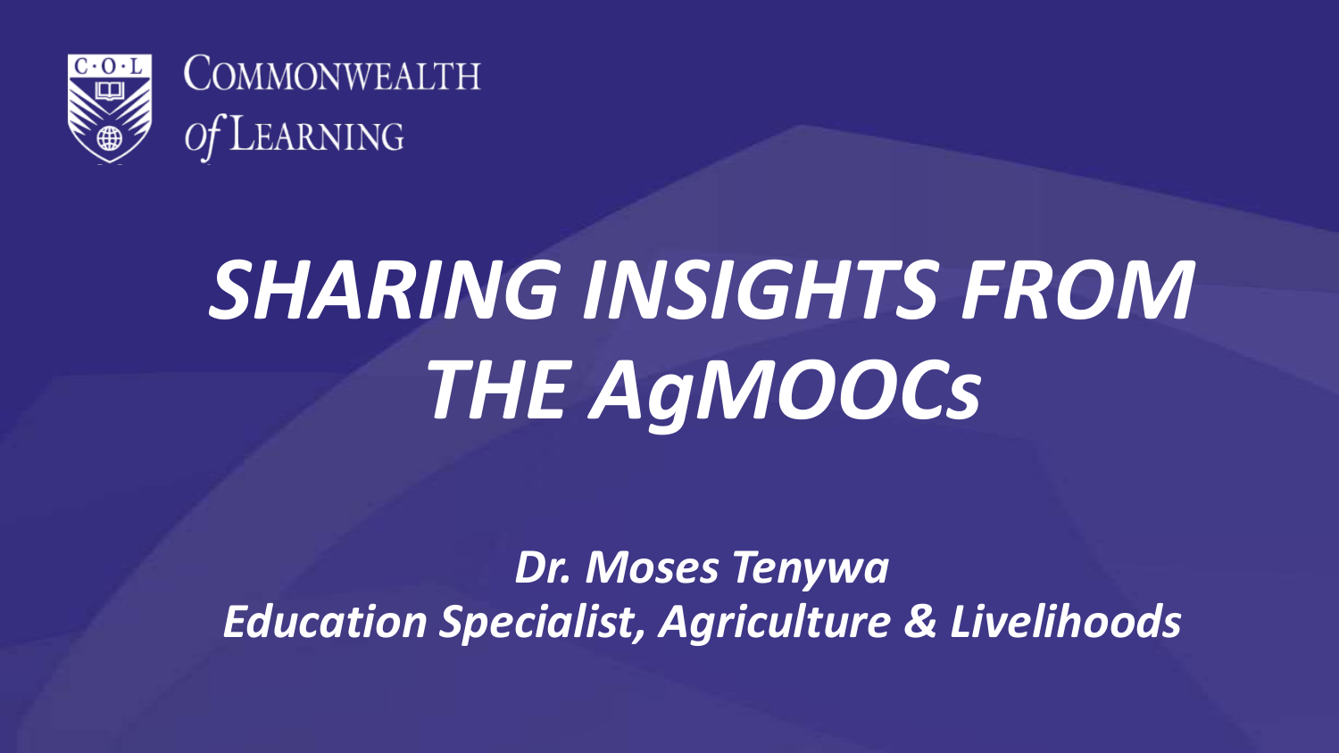COMMONWEALTH of LEARNING

# *SHARING INSIGHTS FROM THE AgMOOCs*

***Dr. Moses Tenywa***
***Education Specialist, Agriculture & Livelihoods***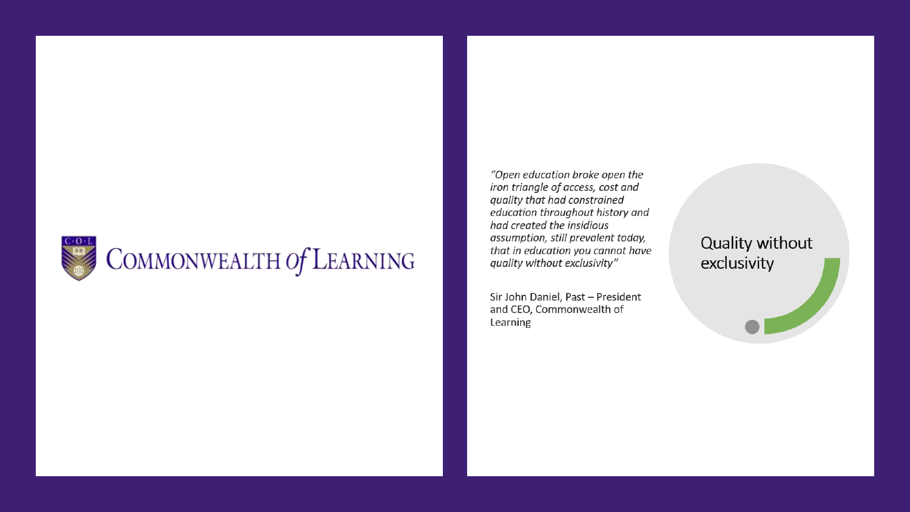COMMONWEALTH of LEARNING

*"Open education broke open the iron triangle of access, cost and quality that had constrained education throughout history and had created the insidious assumption, still prevalent today, that in education you cannot have quality without exclusivity"*

Sir John Daniel, Past – President and CEO, Commonwealth of Learning

## Quality without exclusivity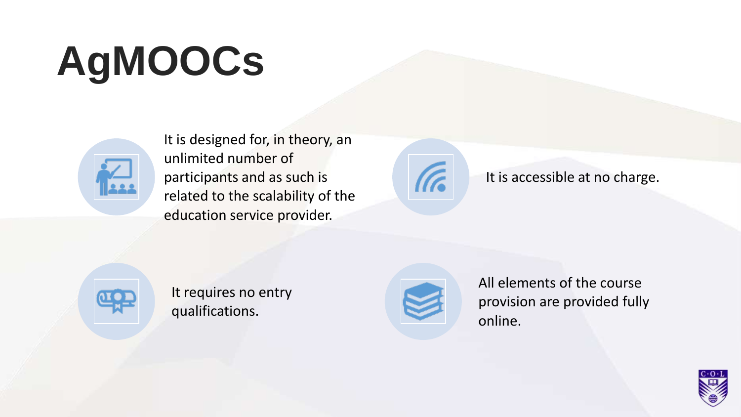# AgMOOCs

- It is designed for, in theory, an unlimited number of participants and as such is related to the scalability of the education service provider.
- It is accessible at no charge.
- It requires no entry qualifications.
- All elements of the course provision are provided fully online.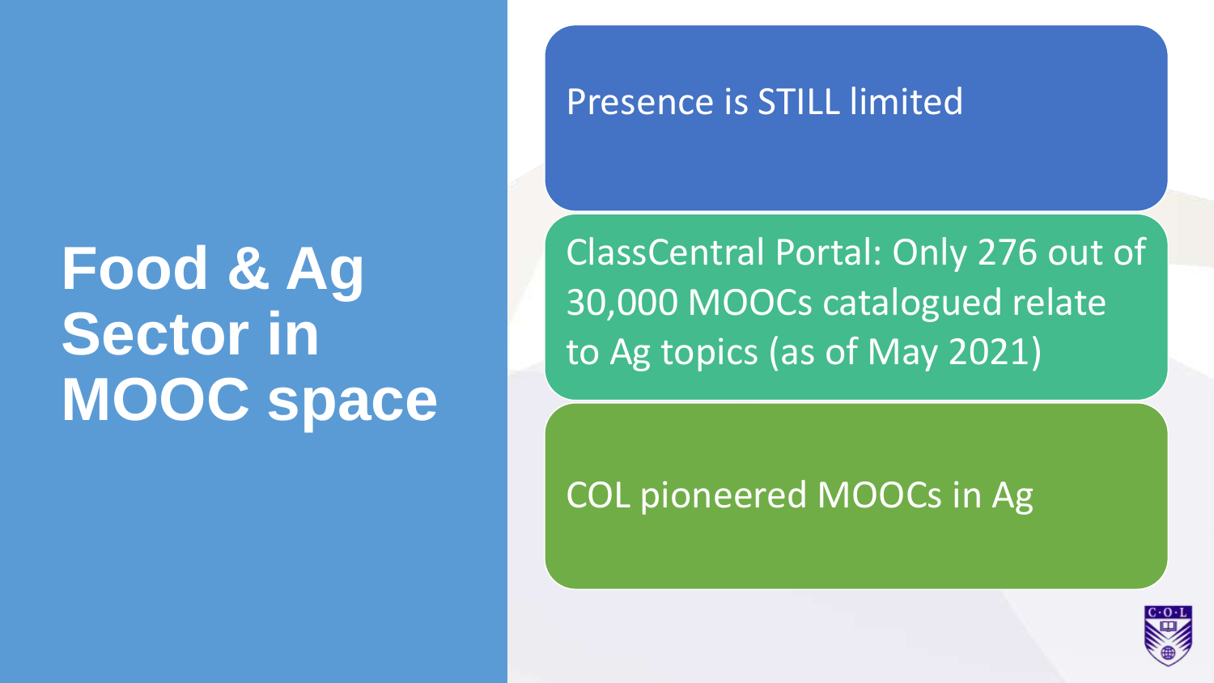# Food & Ag Sector in MOOC space

- Presence is STILL limited
- ClassCentral Portal: Only 276 out of 30,000 MOOCs catalogued relate to Ag topics (as of May 2021)
- COL pioneered MOOCs in Ag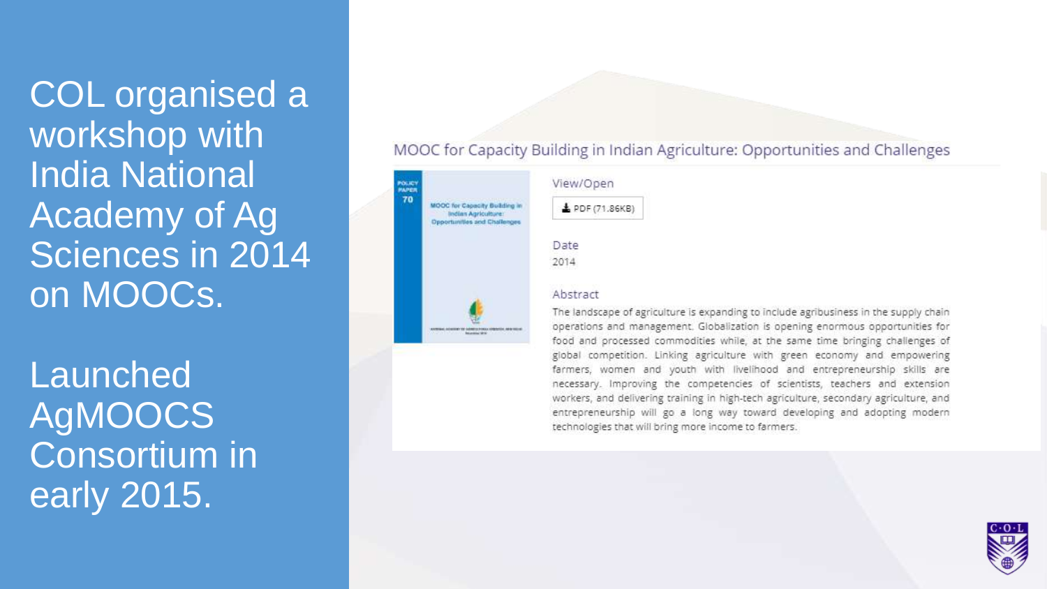COL organised a workshop with India National Academy of Ag Sciences in 2014 on MOOCs.

Launched AgMOOCS Consortium in early 2015.

MOOC for Capacity Building in Indian Agriculture: Opportunities and Challenges

View/Open

PDF (71.86KB)

Date

2014

Abstract

The landscape of agriculture is expanding to include agribusiness in the supply chain operations and management. Globalization is opening enormous opportunities for food and processed commodities while, at the same time bringing challenges of global competition. Linking agriculture with green economy and empowering farmers, women and youth with livelihood and entrepreneurship skills are necessary. Improving the competencies of scientists, teachers and extension workers, and delivering training in high-tech agriculture, secondary agriculture, and entrepreneurship will go a long way toward developing and adopting modern technologies that will bring more income to farmers.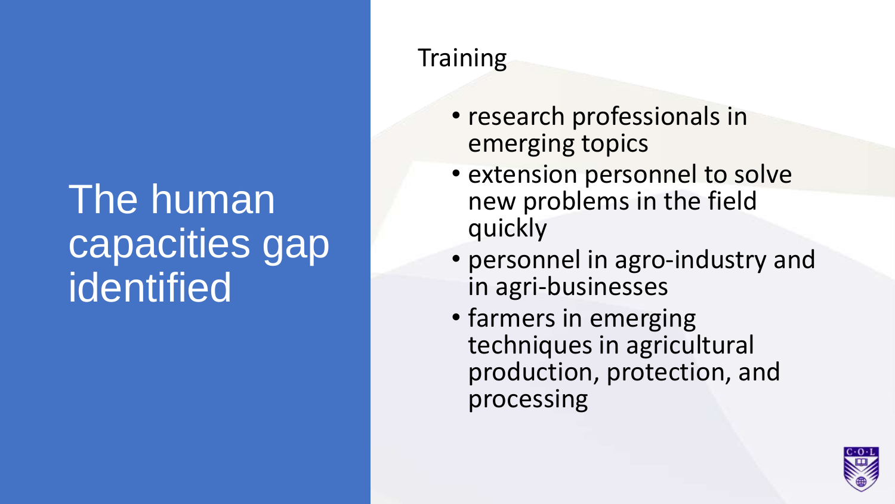# The human capacities gap identified

Training

- research professionals in emerging topics
- extension personnel to solve new problems in the field quickly
- personnel in agro-industry and in agri-businesses
- farmers in emerging techniques in agricultural production, protection, and processing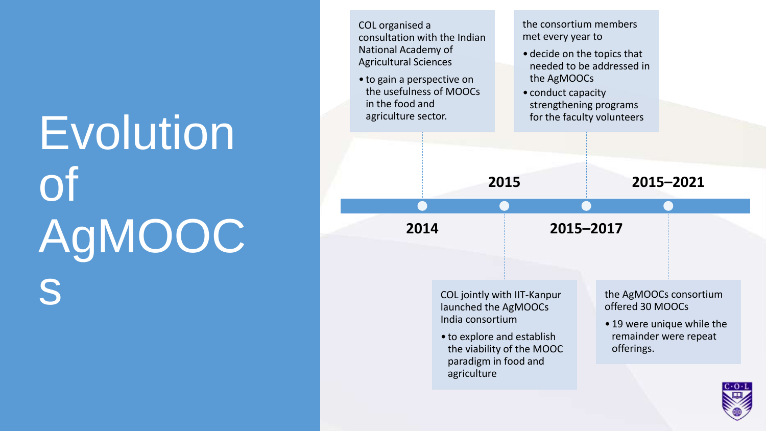# Evolution of AgMOOCs

**2014**

COL organised a consultation with the Indian National Academy of Agricultural Sciences

- to gain a perspective on the usefulness of MOOCs in the food and agriculture sector.

**2015**

COL jointly with IIT-Kanpur launched the AgMOOCs India consortium

- to explore and establish the viability of the MOOC paradigm in food and agriculture

**2015–2017**

the consortium members met every year to

- decide on the topics that needed to be addressed in the AgMOOCs
- conduct capacity strengthening programs for the faculty volunteers

**2015–2021**

the AgMOOCs consortium offered 30 MOOCs

- 19 were unique while the remainder were repeat offerings.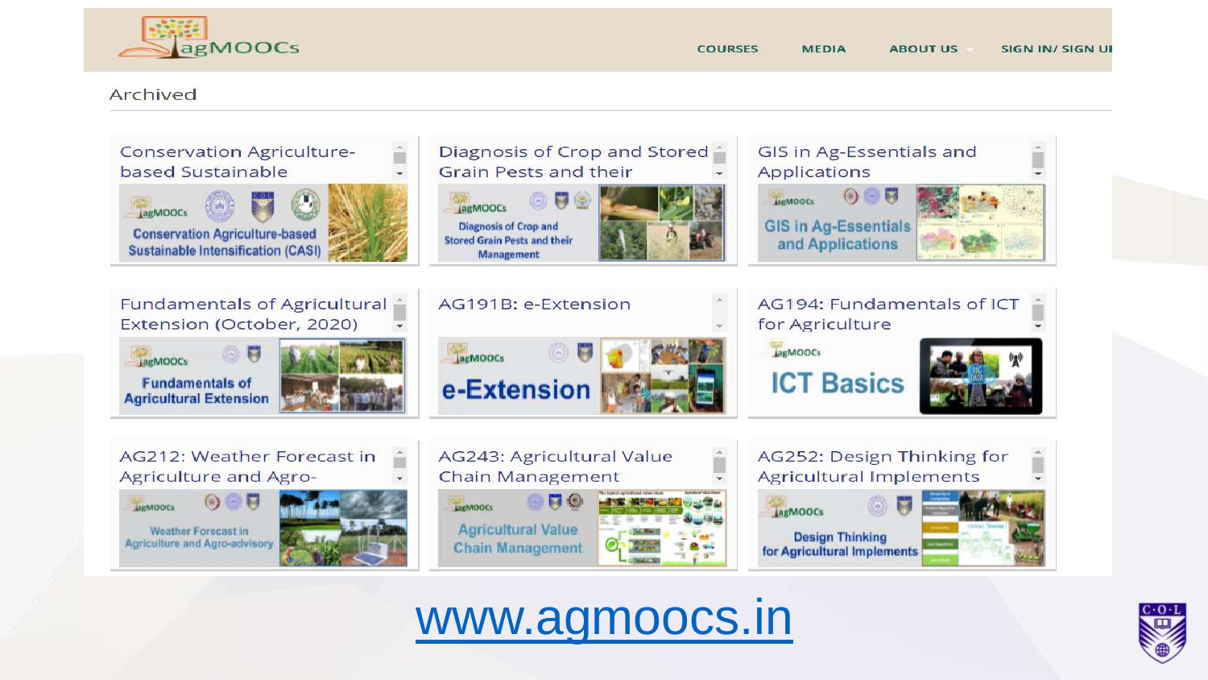agMOOCs

COURSES MEDIA ABOUT US SIGN IN/ SIGN UP

Archived

- Conservation Agriculture-based Sustainable
- Diagnosis of Crop and Stored Grain Pests and their
- GIS in Ag-Essentials and Applications
- Fundamentals of Agricultural Extension (October, 2020)
- AG191B: e-Extension
- AG194: Fundamentals of ICT for Agriculture
- AG212: Weather Forecast in Agriculture and Agro-
- AG243: Agricultural Value Chain Management
- AG252: Design Thinking for Agricultural Implements

www.agmoocs.in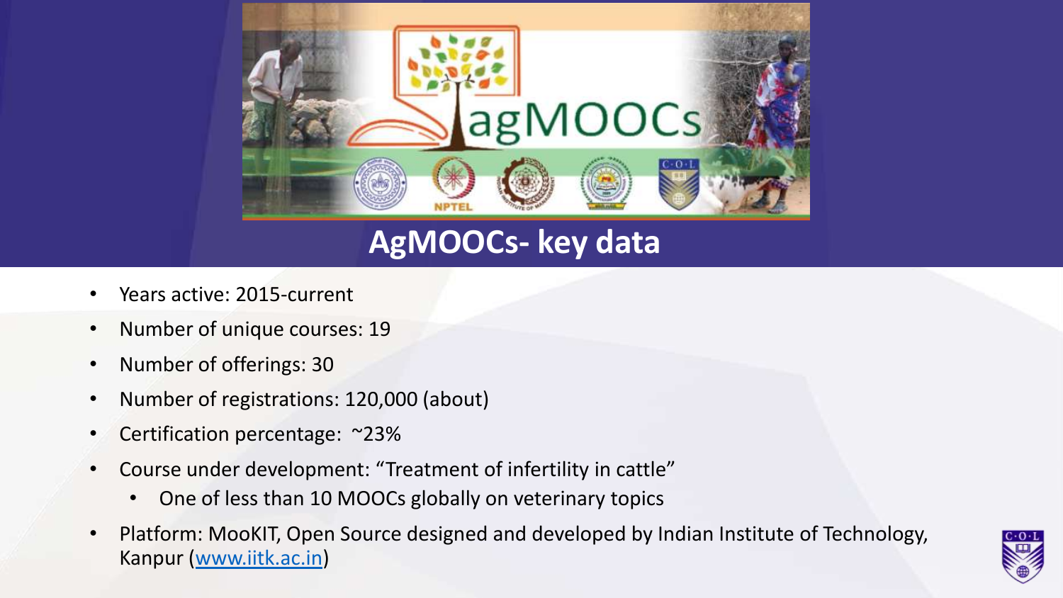# AgMOOCs- key data

- Years active: 2015-current
- Number of unique courses: 19
- Number of offerings: 30
- Number of registrations: 120,000 (about)
- Certification percentage: ~23%
- Course under development: "Treatment of infertility in cattle"
  - One of less than 10 MOOCs globally on veterinary topics
- Platform: MooKIT, Open Source designed and developed by Indian Institute of Technology, Kanpur ([www.iitk.ac.in](http://www.iitk.ac.in))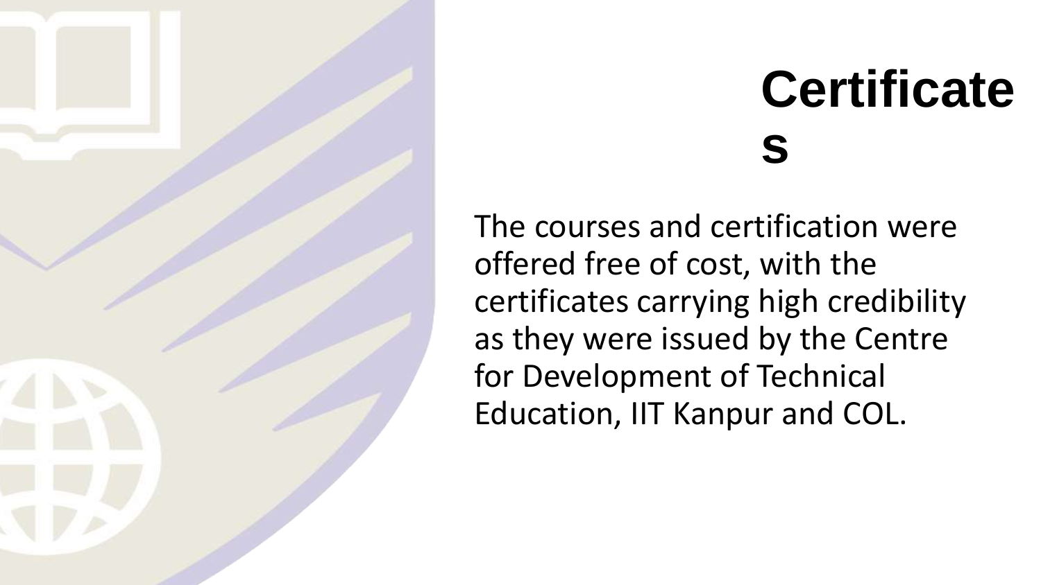# Certificates

The courses and certification were offered free of cost, with the certificates carrying high credibility as they were issued by the Centre for Development of Technical Education, IIT Kanpur and COL.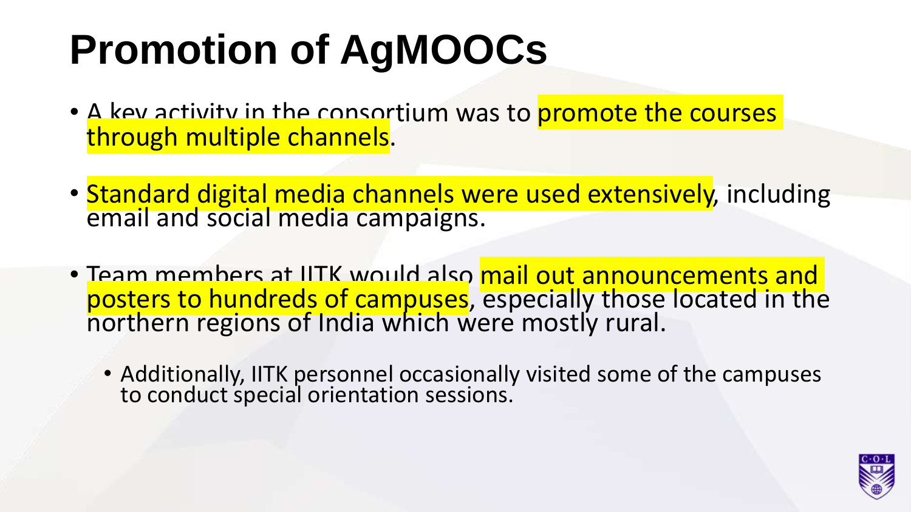# Promotion of AgMOOCs

- A key activity in the consortium was to promote the courses through multiple channels.
- Standard digital media channels were used extensively, including email and social media campaigns.
- Team members at IITK would also mail out announcements and posters to hundreds of campuses, especially those located in the northern regions of India which were mostly rural.
  - Additionally, IITK personnel occasionally visited some of the campuses to conduct special orientation sessions.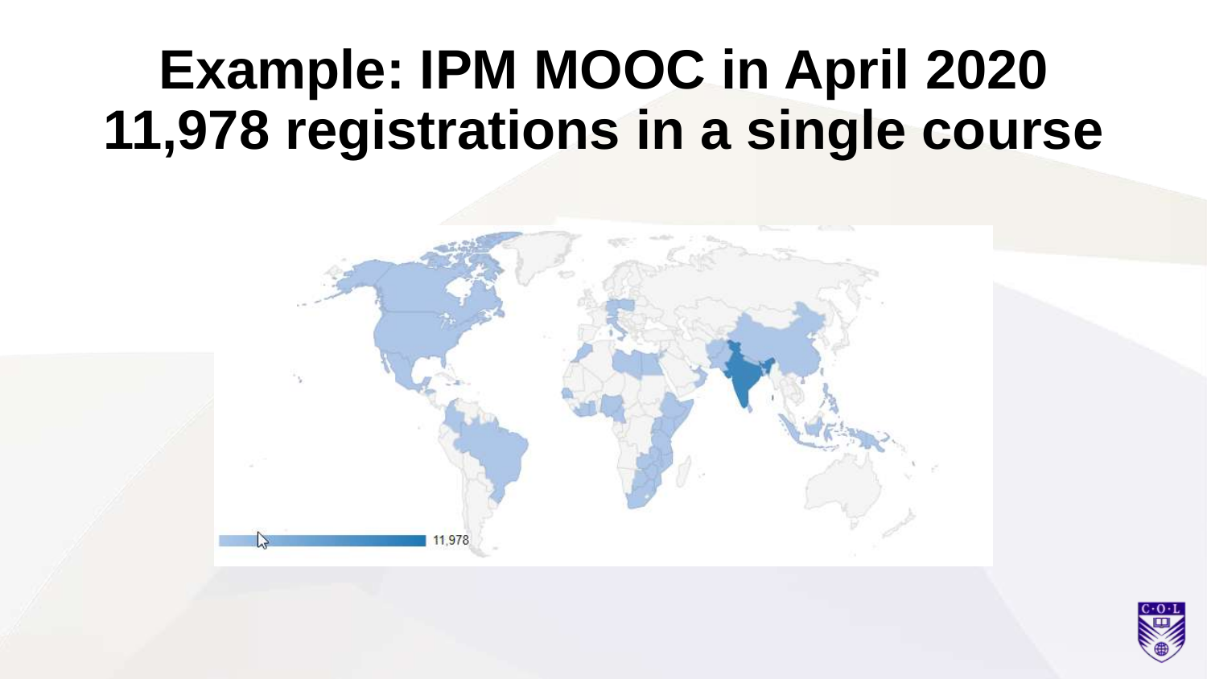# Example: IPM MOOC in April 2020 11,978 registrations in a single course

11,978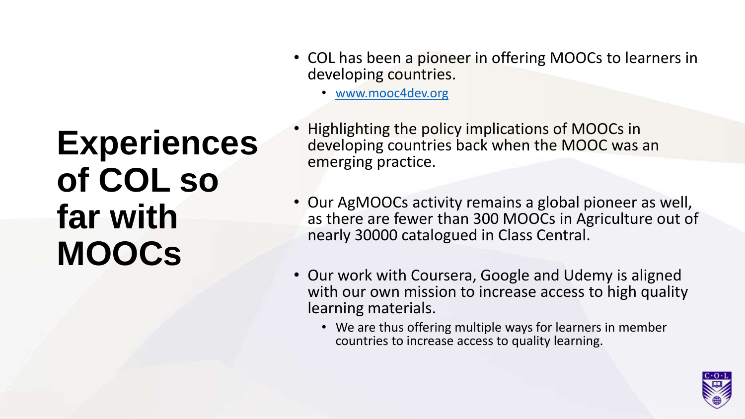# Experiences of COL so far with MOOCs

- COL has been a pioneer in offering MOOCs to learners in developing countries.
  - [www.mooc4dev.org](http://www.mooc4dev.org)
- Highlighting the policy implications of MOOCs in developing countries back when the MOOC was an emerging practice.
- Our AgMOOCs activity remains a global pioneer as well, as there are fewer than 300 MOOCs in Agriculture out of nearly 30000 catalogued in Class Central.
- Our work with Coursera, Google and Udemy is aligned with our own mission to increase access to high quality learning materials.
  - We are thus offering multiple ways for learners in member countries to increase access to quality learning.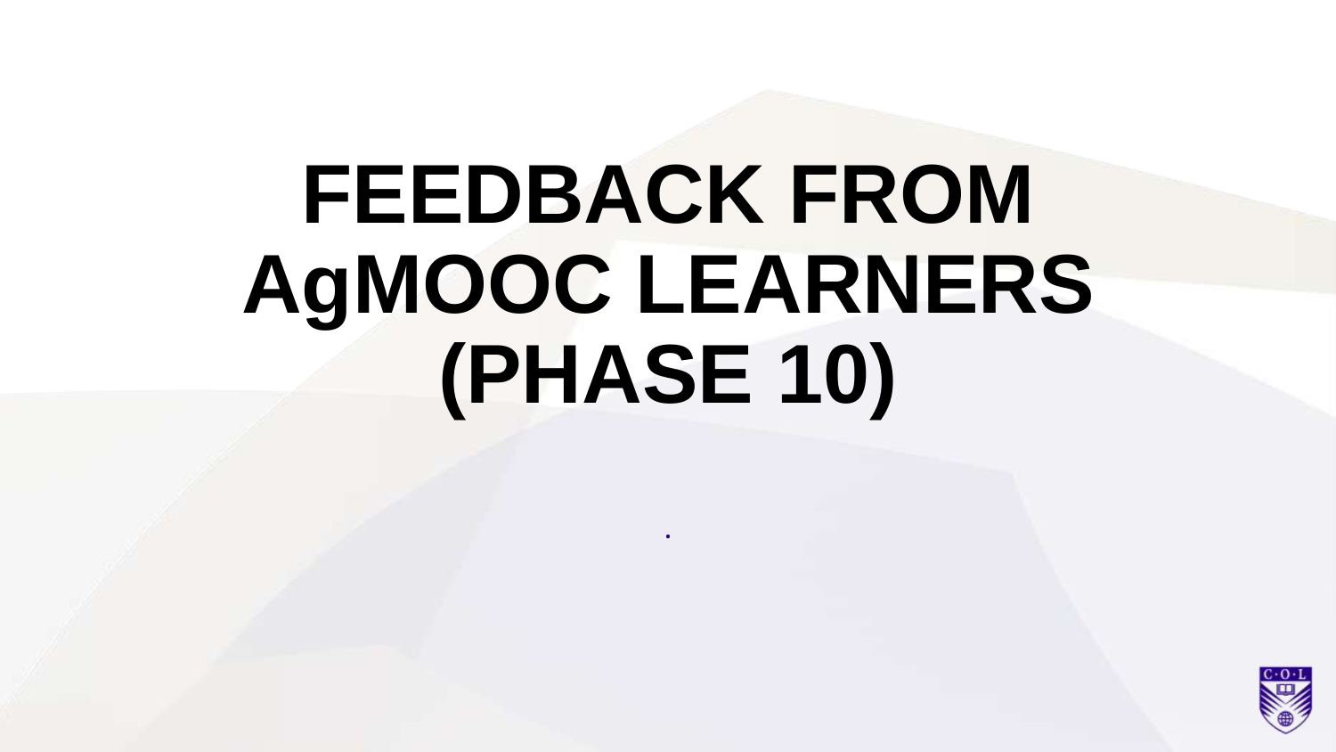# FEEDBACK FROM AgMOOC LEARNERS (PHASE 10)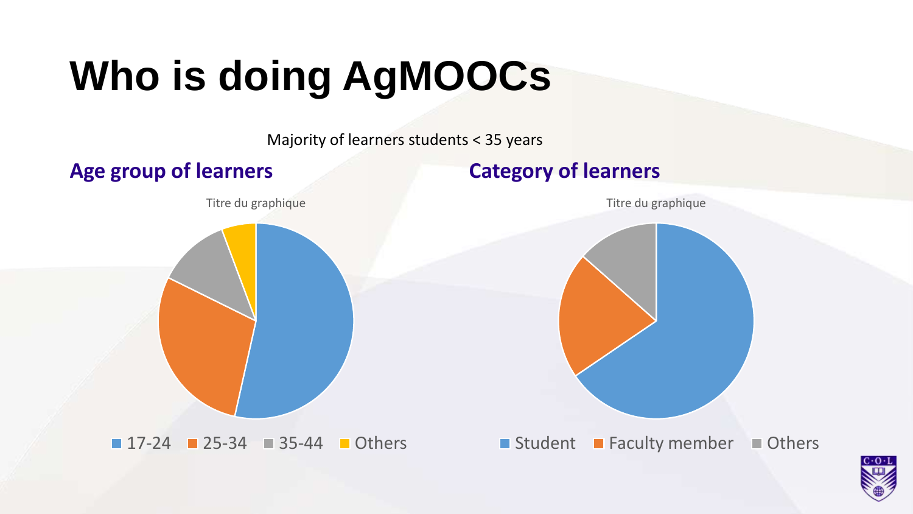# Who is doing AgMOOCs

Majority of learners students < 35 years

## Age group of learners

Titre du graphique

■ 17-24 ■ 25-34 ■ 35-44 ■ Others

## Category of learners

Titre du graphique

■ Student ■ Faculty member ■ Others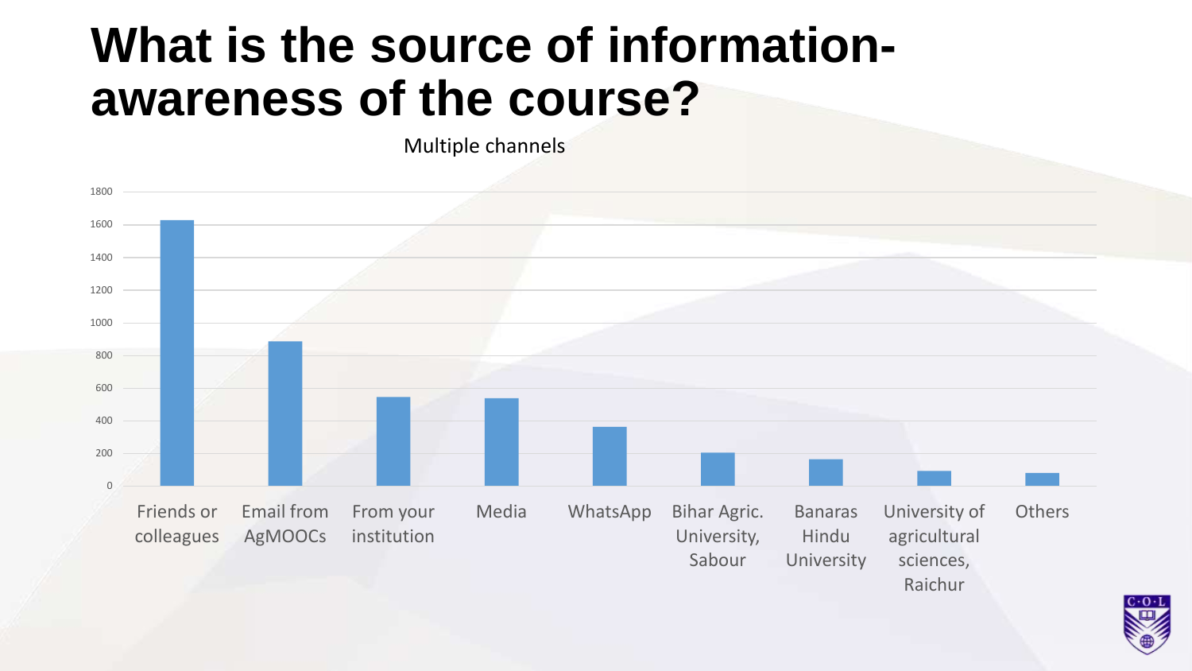# What is the source of information-awareness of the course?

Multiple channels

| Source | Count (approx.) |
|---|---|
| Friends or colleagues | 1630 |
| Email from AgMOOCs | 885 |
| From your institution | 545 |
| Media | 540 |
| WhatsApp | 360 |
| Bihar Agric. University, Sabour | 205 |
| Banaras Hindu University | 165 |
| University of agricultural sciences, Raichur | 90 |
| Others | 80 |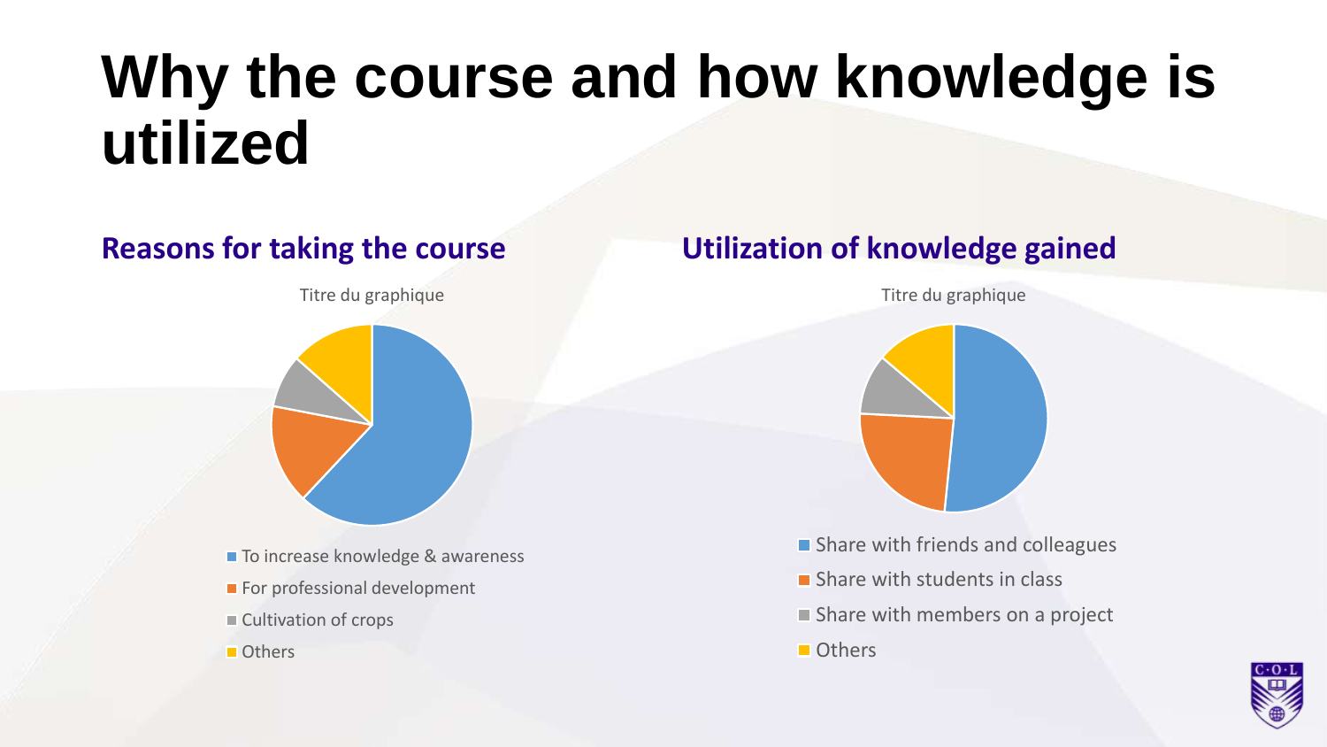# Why the course and how knowledge is utilized

## Reasons for taking the course

Titre du graphique

- To increase knowledge & awareness
- For professional development
- Cultivation of crops
- Others

## Utilization of knowledge gained

Titre du graphique

- Share with friends and colleagues
- Share with students in class
- Share with members on a project
- Others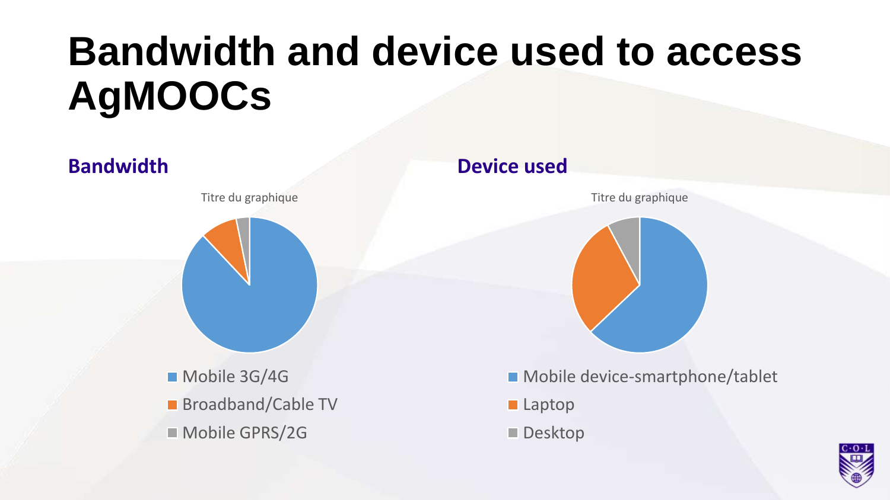# Bandwidth and device used to access AgMOOCs

### Bandwidth

Titre du graphique

- Mobile 3G/4G
- Broadband/Cable TV
- Mobile GPRS/2G

### Device used

Titre du graphique

- Mobile device-smartphone/tablet
- Laptop
- Desktop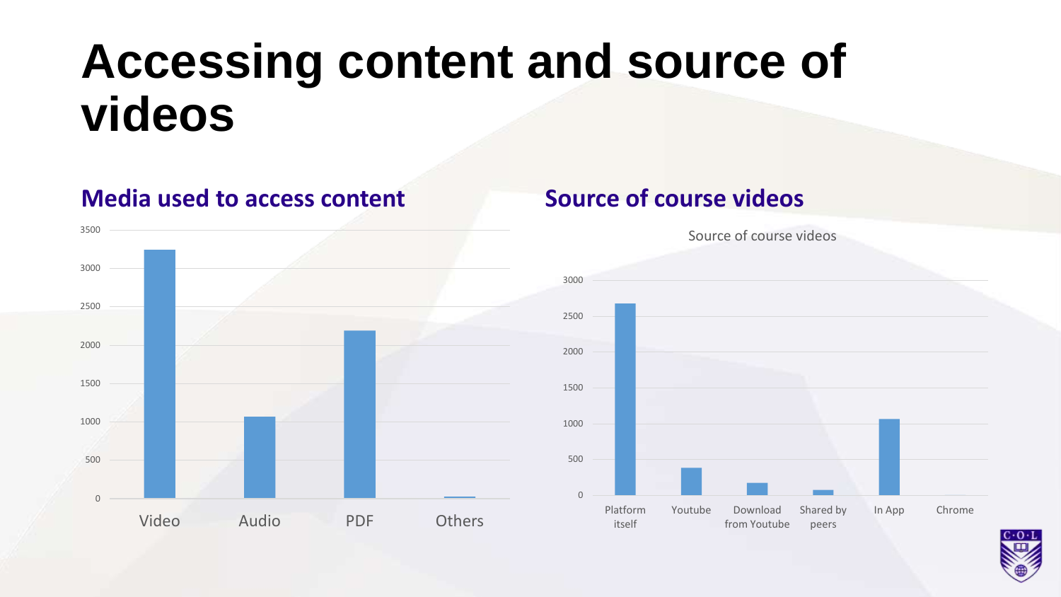# Accessing content and source of videos

## Media used to access content

3500
3000
2500
2000
1500
1000
500
0

Video Audio PDF Others

## Source of course videos

Source of course videos

3000
2500
2000
1500
1000
500
0

Platform itself Youtube Download from Youtube Shared by peers In App Chrome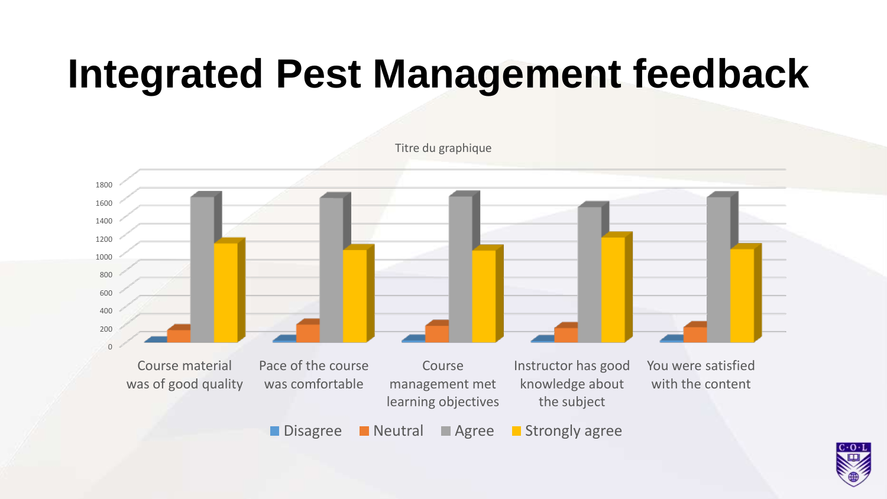# Integrated Pest Management feedback

Titre du graphique

1800
1600
1400
1200
1000
800
600
400
200
0

Course material was of good quality

Pace of the course was comfortable

Course management met learning objectives

Instructor has good knowledge about the subject

You were satisfied with the content

Disagree Neutral Agree Strongly agree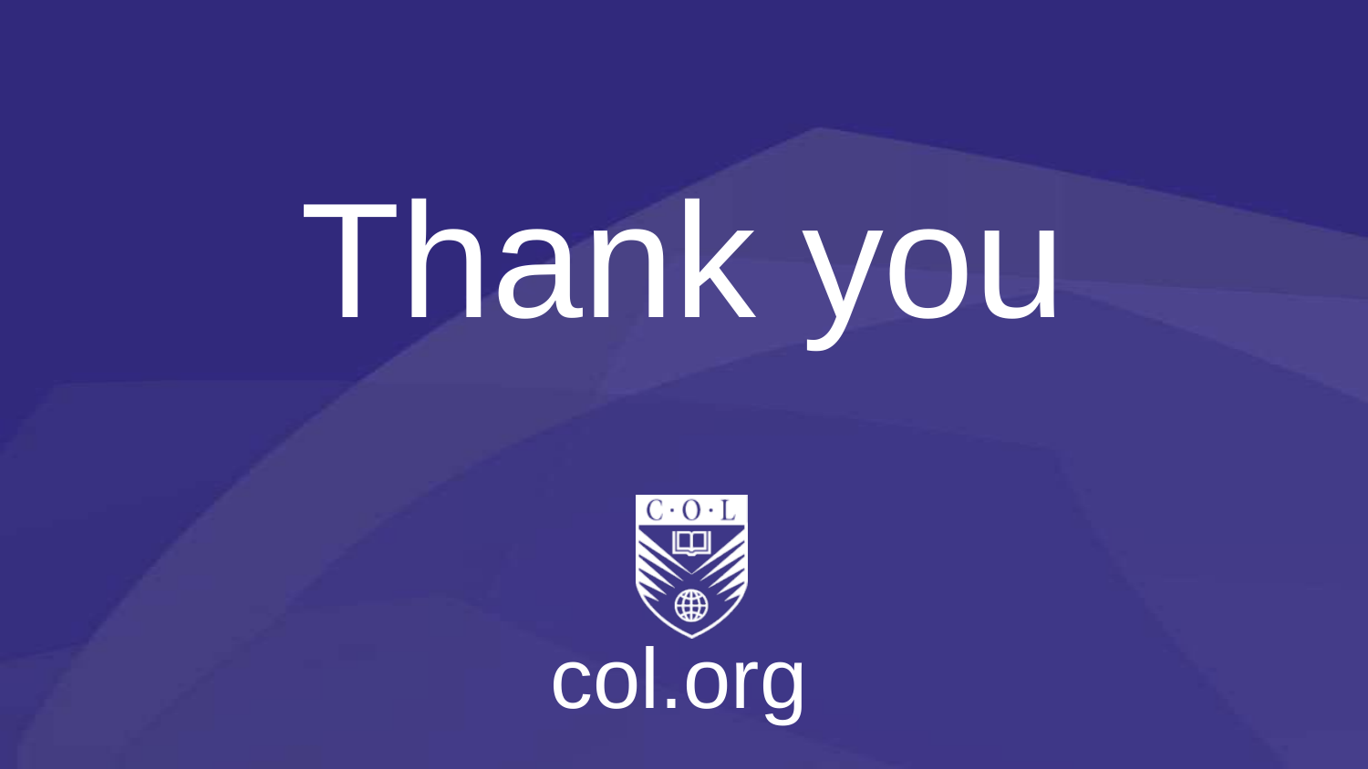# Thank you

C·O·L

col.org